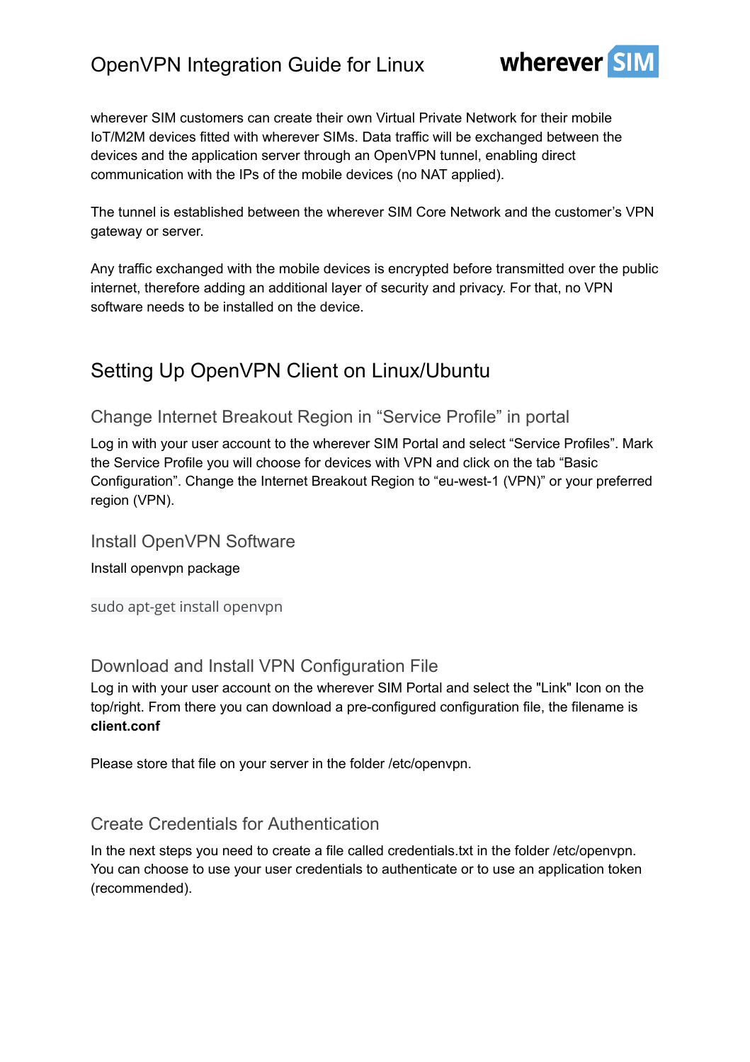# OpenVPN Integration Guide for Linux

wherever SIM customers can create their own Virtual Private Network for their mobile IoT/M2M devices fitted with wherever SIMs. Data traffic will be exchanged between the devices and the application server through an OpenVPN tunnel, enabling direct communication with the IPs of the mobile devices (no NAT applied).

The tunnel is established between the wherever SIM Core Network and the customer's VPN gateway or server.

Any traffic exchanged with the mobile devices is encrypted before transmitted over the public internet, therefore adding an additional layer of security and privacy. For that, no VPN software needs to be installed on the device.

## Setting Up OpenVPN Client on Linux/Ubuntu

### Change Internet Breakout Region in "Service Profile" in portal

Log in with your user account to the wherever SIM Portal and select "Service Profiles". Mark the Service Profile you will choose for devices with VPN and click on the tab "Basic Configuration". Change the Internet Breakout Region to "eu-west-1 (VPN)" or your preferred region (VPN).

### Install OpenVPN Software

Install openvpn package

```
sudo apt-get install openvpn
```

### Download and Install VPN Configuration File

Log in with your user account on the wherever SIM Portal and select the "Link" Icon on the top/right. From there you can download a pre-configured configuration file, the filename is **client.conf**

Please store that file on your server in the folder /etc/openvpn.

### Create Credentials for Authentication

In the next steps you need to create a file called credentials.txt in the folder /etc/openvpn. You can choose to use your user credentials to authenticate or to use an application token (recommended).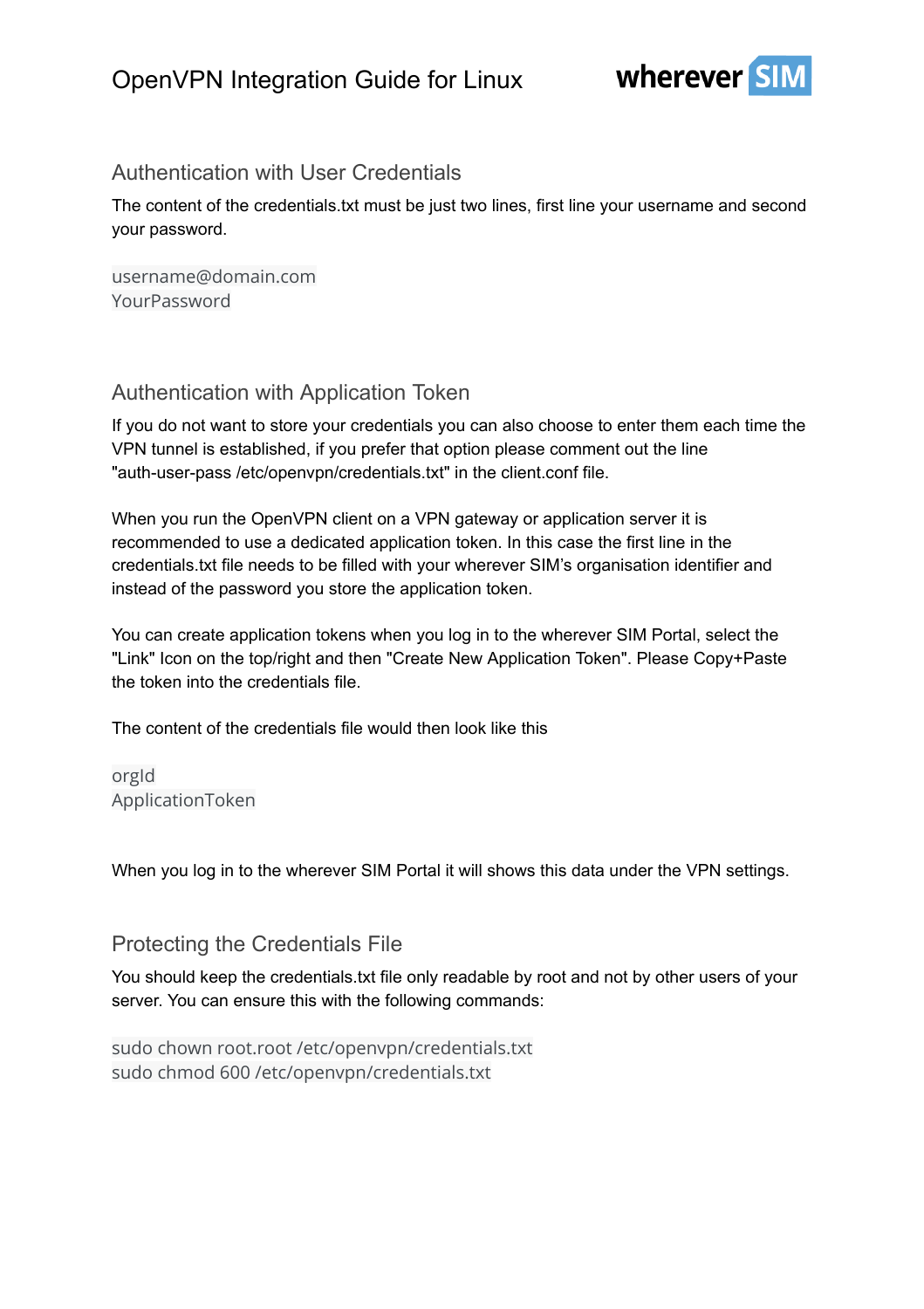## Authentication with User Credentials

The content of the credentials.txt must be just two lines, first line your username and second your password.

```
username@domain.com
YourPassword
```

## Authentication with Application Token

If you do not want to store your credentials you can also choose to enter them each time the VPN tunnel is established, if you prefer that option please comment out the line "auth-user-pass /etc/openvpn/credentials.txt" in the client.conf file.

When you run the OpenVPN client on a VPN gateway or application server it is recommended to use a dedicated application token. In this case the first line in the credentials.txt file needs to be filled with your wherever SIM's organisation identifier and instead of the password you store the application token.

You can create application tokens when you log in to the wherever SIM Portal, select the "Link" Icon on the top/right and then "Create New Application Token". Please Copy+Paste the token into the credentials file.

The content of the credentials file would then look like this

```
orgId
ApplicationToken
```

When you log in to the wherever SIM Portal it will shows this data under the VPN settings.

## Protecting the Credentials File

You should keep the credentials.txt file only readable by root and not by other users of your server. You can ensure this with the following commands:

```
sudo chown root.root /etc/openvpn/credentials.txt
sudo chmod 600 /etc/openvpn/credentials.txt
```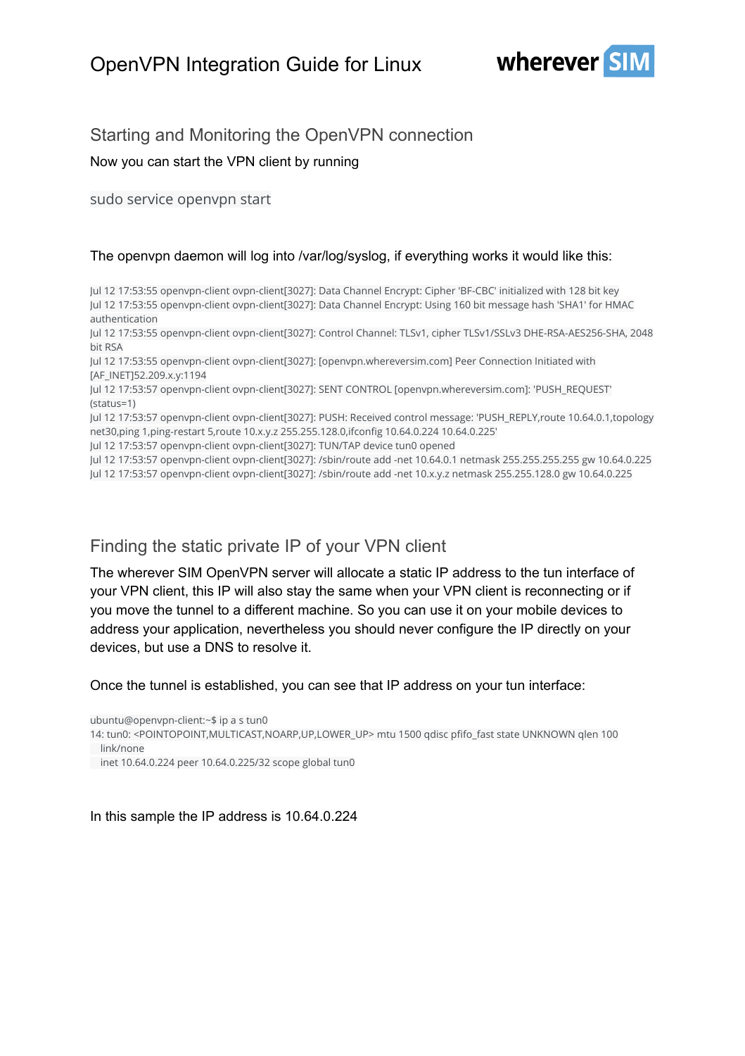## Starting and Monitoring the OpenVPN connection

Now you can start the VPN client by running

```
sudo service openvpn start
```

The openvpn daemon will log into /var/log/syslog, if everything works it would like this:

```
Jul 12 17:53:55 openvpn-client ovpn-client[3027]: Data Channel Encrypt: Cipher 'BF-CBC' initialized with 128 bit key
Jul 12 17:53:55 openvpn-client ovpn-client[3027]: Data Channel Encrypt: Using 160 bit message hash 'SHA1' for HMAC authentication
Jul 12 17:53:55 openvpn-client ovpn-client[3027]: Control Channel: TLSv1, cipher TLSv1/SSLv3 DHE-RSA-AES256-SHA, 2048 bit RSA
Jul 12 17:53:55 openvpn-client ovpn-client[3027]: [openvpn.whereversim.com] Peer Connection Initiated with [AF_INET]52.209.x.y:1194
Jul 12 17:53:57 openvpn-client ovpn-client[3027]: SENT CONTROL [openvpn.whereversim.com]: 'PUSH_REQUEST' (status=1)
Jul 12 17:53:57 openvpn-client ovpn-client[3027]: PUSH: Received control message: 'PUSH_REPLY,route 10.64.0.1,topology net30,ping 1,ping-restart 5,route 10.x.y.z 255.255.128.0,ifconfig 10.64.0.224 10.64.0.225'
Jul 12 17:53:57 openvpn-client ovpn-client[3027]: TUN/TAP device tun0 opened
Jul 12 17:53:57 openvpn-client ovpn-client[3027]: /sbin/route add -net 10.64.0.1 netmask 255.255.255.255 gw 10.64.0.225
Jul 12 17:53:57 openvpn-client ovpn-client[3027]: /sbin/route add -net 10.x.y.z netmask 255.255.128.0 gw 10.64.0.225
```

## Finding the static private IP of your VPN client

The wherever SIM OpenVPN server will allocate a static IP address to the tun interface of your VPN client, this IP will also stay the same when your VPN client is reconnecting or if you move the tunnel to a different machine. So you can use it on your mobile devices to address your application, nevertheless you should never configure the IP directly on your devices, but use a DNS to resolve it.

Once the tunnel is established, you can see that IP address on your tun interface:

```
ubuntu@openvpn-client:~$ ip a s tun0
14: tun0: <POINTOPOINT,MULTICAST,NOARP,UP,LOWER_UP> mtu 1500 qdisc pfifo_fast state UNKNOWN qlen 100
    link/none
    inet 10.64.0.224 peer 10.64.0.225/32 scope global tun0
```

In this sample the IP address is 10.64.0.224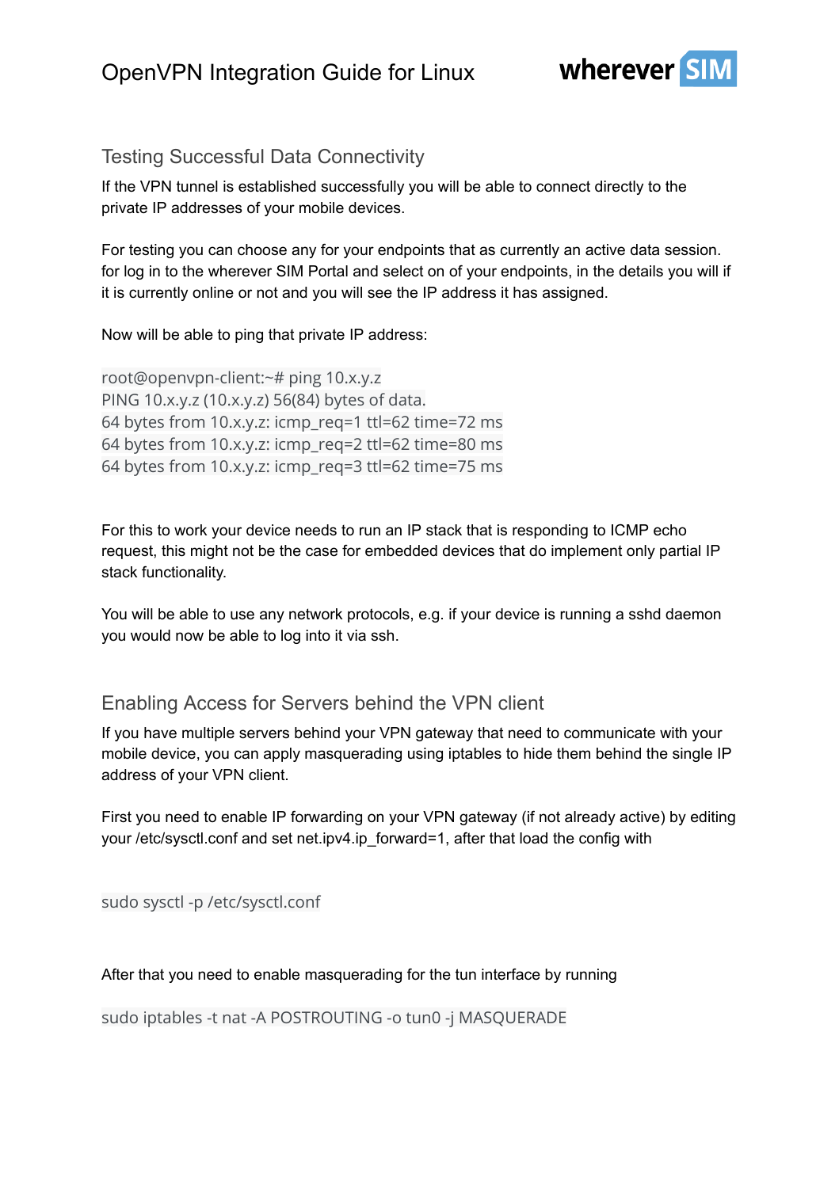## Testing Successful Data Connectivity

If the VPN tunnel is established successfully you will be able to connect directly to the private IP addresses of your mobile devices.

For testing you can choose any for your endpoints that as currently an active data session. for log in to the wherever SIM Portal and select on of your endpoints, in the details you will if it is currently online or not and you will see the IP address it has assigned.

Now will be able to ping that private IP address:

```
root@openvpn-client:~# ping 10.x.y.z
PING 10.x.y.z (10.x.y.z) 56(84) bytes of data.
64 bytes from 10.x.y.z: icmp_req=1 ttl=62 time=72 ms
64 bytes from 10.x.y.z: icmp_req=2 ttl=62 time=80 ms
64 bytes from 10.x.y.z: icmp_req=3 ttl=62 time=75 ms
```

For this to work your device needs to run an IP stack that is responding to ICMP echo request, this might not be the case for embedded devices that do implement only partial IP stack functionality.

You will be able to use any network protocols, e.g. if your device is running a sshd daemon you would now be able to log into it via ssh.

## Enabling Access for Servers behind the VPN client

If you have multiple servers behind your VPN gateway that need to communicate with your mobile device, you can apply masquerading using iptables to hide them behind the single IP address of your VPN client.

First you need to enable IP forwarding on your VPN gateway (if not already active) by editing your /etc/sysctl.conf and set net.ipv4.ip_forward=1, after that load the config with

```
sudo sysctl -p /etc/sysctl.conf
```

After that you need to enable masquerading for the tun interface by running

```
sudo iptables -t nat -A POSTROUTING -o tun0 -j MASQUERADE
```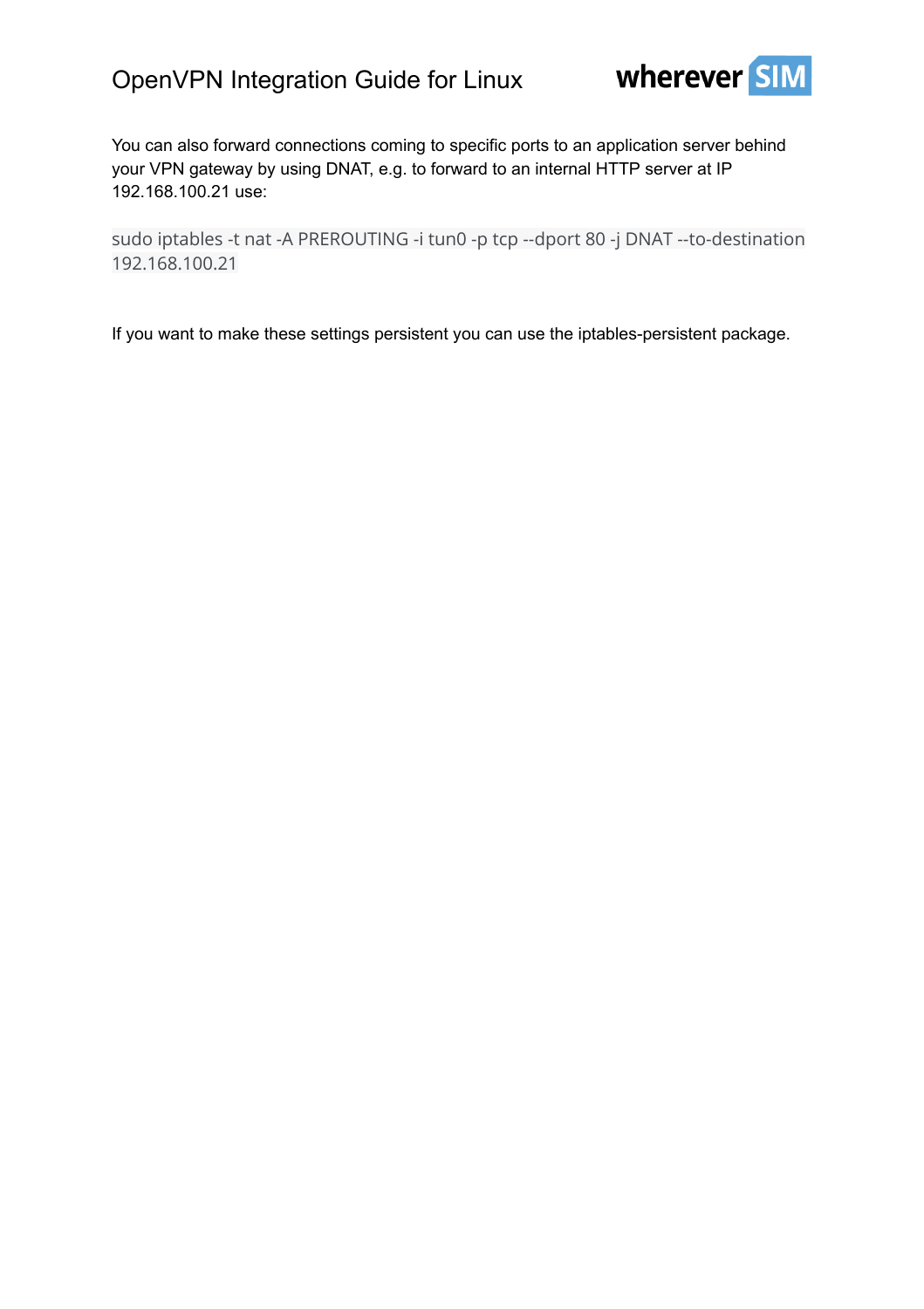You can also forward connections coming to specific ports to an application server behind your VPN gateway by using DNAT, e.g. to forward to an internal HTTP server at IP 192.168.100.21 use:

```
sudo iptables -t nat -A PREROUTING -i tun0 -p tcp --dport 80 -j DNAT --to-destination 192.168.100.21
```

If you want to make these settings persistent you can use the iptables-persistent package.